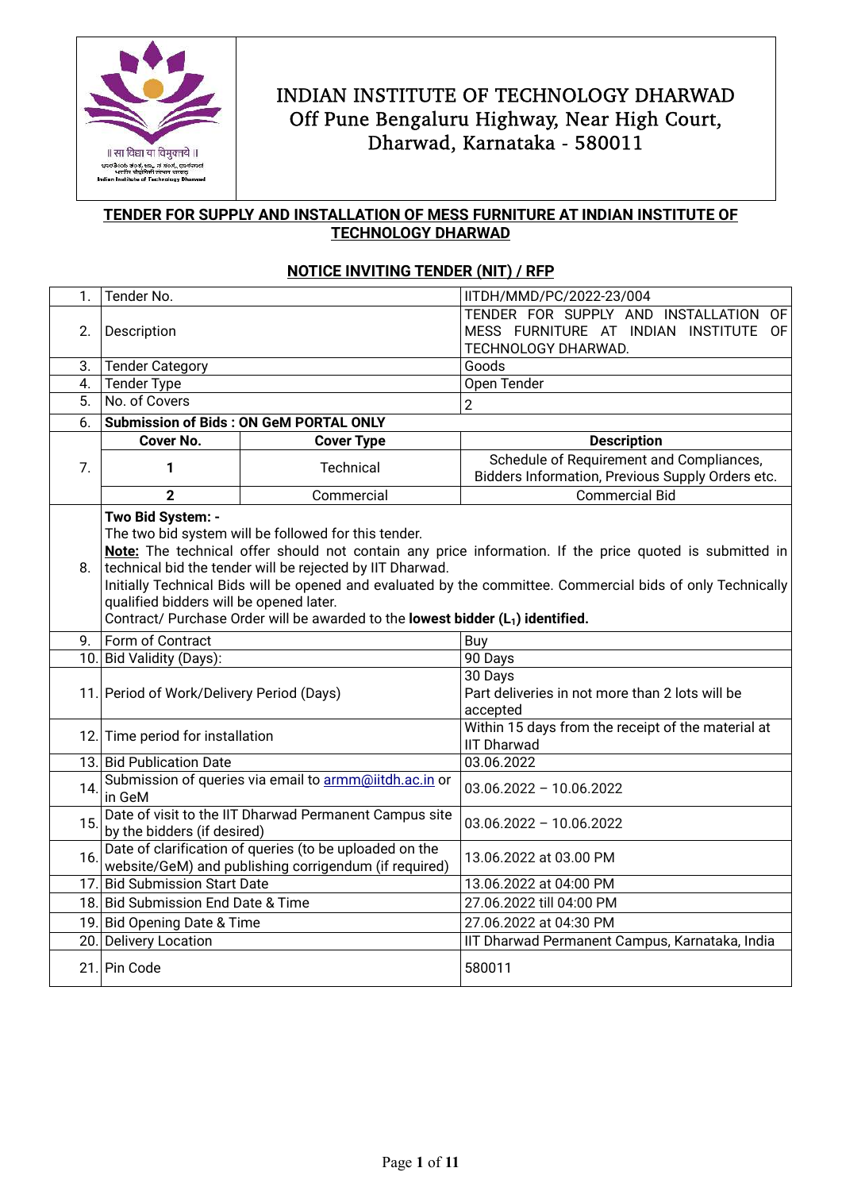# INDIAN INSTITUTE OF TECHNOLOGY DHARWAD
Off Pune Bengaluru Highway, Near High Court, Dharwad, Karnataka - 580011

**TENDER FOR SUPPLY AND INSTALLATION OF MESS FURNITURE AT INDIAN INSTITUTE OF TECHNOLOGY DHARWAD**

**NOTICE INVITING TENDER (NIT) / RFP**

| | | | |
|---|---|---|---|
| 1. | Tender No. | | IITDH/MMD/PC/2022-23/004 |
| 2. | Description | | TENDER FOR SUPPLY AND INSTALLATION OF MESS FURNITURE AT INDIAN INSTITUTE OF TECHNOLOGY DHARWAD. |
| 3. | Tender Category | | Goods |
| 4. | Tender Type | | Open Tender |
| 5. | No. of Covers | | 2 |
| 6. | **Submission of Bids : ON GeM PORTAL ONLY** | | |
| 7. | **Cover No.** | **Cover Type** | **Description** |
| | **1** | Technical | Schedule of Requirement and Compliances, Bidders Information, Previous Supply Orders etc. |
| | **2** | Commercial | Commercial Bid |
| 8. | **Two Bid System: -** The two bid system will be followed for this tender. **Note:** The technical offer should not contain any price information. If the price quoted is submitted in technical bid the tender will be rejected by IIT Dharwad. Initially Technical Bids will be opened and evaluated by the committee. Commercial bids of only Technically qualified bidders will be opened later. Contract/ Purchase Order will be awarded to the **lowest bidder ($L_1$) identified.** | | |
| 9. | Form of Contract | | Buy |
| 10. | Bid Validity (Days): | | 90 Days |
| 11. | Period of Work/Delivery Period (Days) | | 30 Days<br>Part deliveries in not more than 2 lots will be accepted |
| 12. | Time period for installation | | Within 15 days from the receipt of the material at IIT Dharwad |
| 13. | Bid Publication Date | | 03.06.2022 |
| 14. | Submission of queries via email to armm@iitdh.ac.in or in GeM | | 03.06.2022 – 10.06.2022 |
| 15. | Date of visit to the IIT Dharwad Permanent Campus site by the bidders (if desired) | | 03.06.2022 – 10.06.2022 |
| 16. | Date of clarification of queries (to be uploaded on the website/GeM) and publishing corrigendum (if required) | | 13.06.2022 at 03.00 PM |
| 17. | Bid Submission Start Date | | 13.06.2022 at 04:00 PM |
| 18. | Bid Submission End Date & Time | | 27.06.2022 till 04:00 PM |
| 19. | Bid Opening Date & Time | | 27.06.2022 at 04:30 PM |
| 20. | Delivery Location | | IIT Dharwad Permanent Campus, Karnataka, India |
| 21. | Pin Code | | 580011 |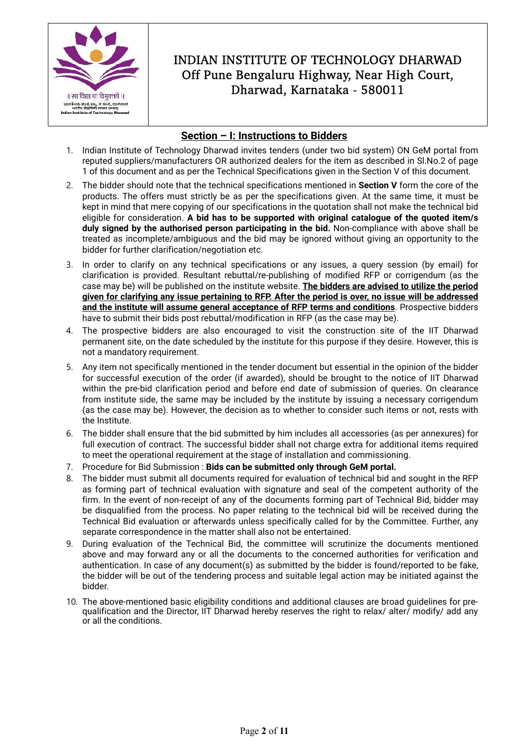# INDIAN INSTITUTE OF TECHNOLOGY DHARWAD

Off Pune Bengaluru Highway, Near High Court, Dharwad, Karnataka - 580011

## Section – I: Instructions to Bidders

1. Indian Institute of Technology Dharwad invites tenders (under two bid system) ON GeM portal from reputed suppliers/manufacturers OR authorized dealers for the item as described in Sl.No.2 of page 1 of this document and as per the Technical Specifications given in the Section V of this document.
2. The bidder should note that the technical specifications mentioned in **Section V** form the core of the products. The offers must strictly be as per the specifications given. At the same time, it must be kept in mind that mere copying of our specifications in the quotation shall not make the technical bid eligible for consideration. **A bid has to be supported with original catalogue of the quoted item/s duly signed by the authorised person participating in the bid.** Non-compliance with above shall be treated as incomplete/ambiguous and the bid may be ignored without giving an opportunity to the bidder for further clarification/negotiation etc.
3. In order to clarify on any technical specifications or any issues, a query session (by email) for clarification is provided. Resultant rebuttal/re-publishing of modified RFP or corrigendum (as the case may be) will be published on the institute website. **The bidders are advised to utilize the period given for clarifying any issue pertaining to RFP. After the period is over, no issue will be addressed and the institute will assume general acceptance of RFP terms and conditions**. Prospective bidders have to submit their bids post rebuttal/modification in RFP (as the case may be).
4. The prospective bidders are also encouraged to visit the construction site of the IIT Dharwad permanent site, on the date scheduled by the institute for this purpose if they desire. However, this is not a mandatory requirement.
5. Any item not specifically mentioned in the tender document but essential in the opinion of the bidder for successful execution of the order (if awarded), should be brought to the notice of IIT Dharwad within the pre-bid clarification period and before end date of submission of queries. On clearance from institute side, the same may be included by the institute by issuing a necessary corrigendum (as the case may be). However, the decision as to whether to consider such items or not, rests with the Institute.
6. The bidder shall ensure that the bid submitted by him includes all accessories (as per annexures) for full execution of contract. The successful bidder shall not charge extra for additional items required to meet the operational requirement at the stage of installation and commissioning.
7. Procedure for Bid Submission : **Bids can be submitted only through GeM portal.**
8. The bidder must submit all documents required for evaluation of technical bid and sought in the RFP as forming part of technical evaluation with signature and seal of the competent authority of the firm. In the event of non-receipt of any of the documents forming part of Technical Bid, bidder may be disqualified from the process. No paper relating to the technical bid will be received during the Technical Bid evaluation or afterwards unless specifically called for by the Committee. Further, any separate correspondence in the matter shall also not be entertained.
9. During evaluation of the Technical Bid, the committee will scrutinize the documents mentioned above and may forward any or all the documents to the concerned authorities for verification and authentication. In case of any document(s) as submitted by the bidder is found/reported to be fake, the bidder will be out of the tendering process and suitable legal action may be initiated against the bidder.
10. The above-mentioned basic eligibility conditions and additional clauses are broad guidelines for pre-qualification and the Director, IIT Dharwad hereby reserves the right to relax/ alter/ modify/ add any or all the conditions.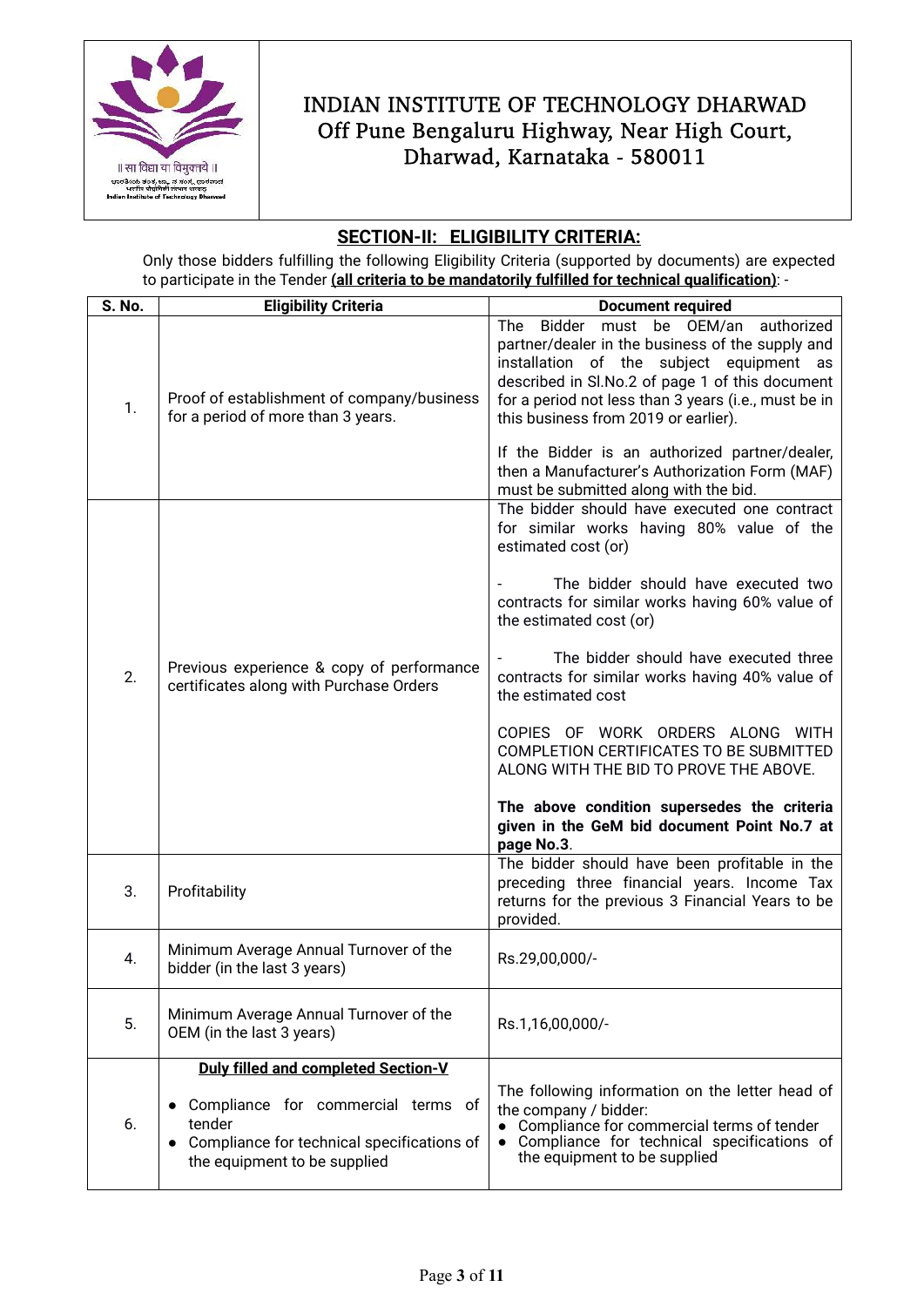# INDIAN INSTITUTE OF TECHNOLOGY DHARWAD

Off Pune Bengaluru Highway, Near High Court, Dharwad, Karnataka - 580011

## SECTION-II: ELIGIBILITY CRITERIA:

Only those bidders fulfilling the following Eligibility Criteria (supported by documents) are expected to participate in the Tender **(all criteria to be mandatorily fulfilled for technical qualification)**: -

| S. No. | Eligibility Criteria | Document required |
|---|---|---|
| 1. | Proof of establishment of company/business for a period of more than 3 years. | The Bidder must be OEM/an authorized partner/dealer in the business of the supply and installation of the subject equipment as described in Sl.No.2 of page 1 of this document for a period not less than 3 years (i.e., must be in this business from 2019 or earlier).<br><br>If the Bidder is an authorized partner/dealer, then a Manufacturer's Authorization Form (MAF) must be submitted along with the bid. |
| 2. | Previous experience & copy of performance certificates along with Purchase Orders | The bidder should have executed one contract for similar works having 80% value of the estimated cost (or)<br><br>- The bidder should have executed two contracts for similar works having 60% value of the estimated cost (or)<br><br>- The bidder should have executed three contracts for similar works having 40% value of the estimated cost<br><br>COPIES OF WORK ORDERS ALONG WITH COMPLETION CERTIFICATES TO BE SUBMITTED ALONG WITH THE BID TO PROVE THE ABOVE.<br><br>**The above condition supersedes the criteria given in the GeM bid document Point No.7 at page No.3**. |
| 3. | Profitability | The bidder should have been profitable in the preceding three financial years. Income Tax returns for the previous 3 Financial Years to be provided. |
| 4. | Minimum Average Annual Turnover of the bidder (in the last 3 years) | Rs.29,00,000/- |
| 5. | Minimum Average Annual Turnover of the OEM (in the last 3 years) | Rs.1,16,00,000/- |
| 6. | **Duly filled and completed Section-V**<br>• Compliance for commercial terms of tender<br>• Compliance for technical specifications of the equipment to be supplied | The following information on the letter head of the company / bidder:<br>• Compliance for commercial terms of tender<br>• Compliance for technical specifications of the equipment to be supplied |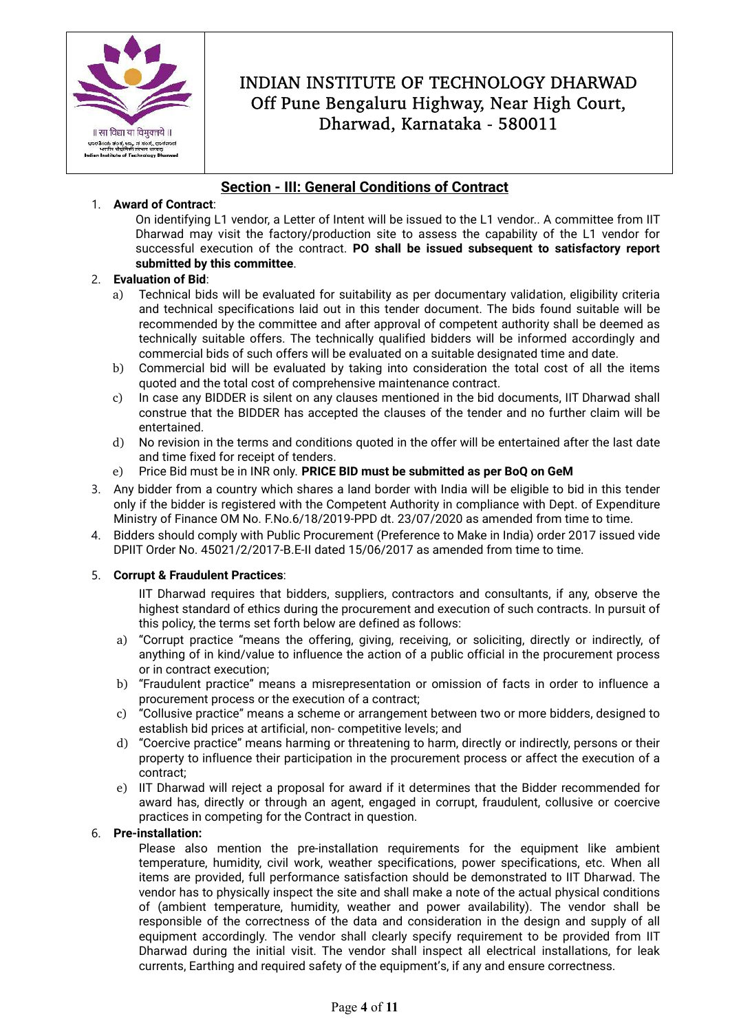INDIAN INSTITUTE OF TECHNOLOGY DHARWAD
Off Pune Bengaluru Highway, Near High Court, Dharwad, Karnataka - 580011

## Section - III: General Conditions of Contract

1. **Award of Contract**:

   On identifying L1 vendor, a Letter of Intent will be issued to the L1 vendor.. A committee from IIT Dharwad may visit the factory/production site to assess the capability of the L1 vendor for successful execution of the contract. **PO shall be issued subsequent to satisfactory report submitted by this committee**.

2. **Evaluation of Bid**:
   a) Technical bids will be evaluated for suitability as per documentary validation, eligibility criteria and technical specifications laid out in this tender document. The bids found suitable will be recommended by the committee and after approval of competent authority shall be deemed as technically suitable offers. The technically qualified bidders will be informed accordingly and commercial bids of such offers will be evaluated on a suitable designated time and date.
   b) Commercial bid will be evaluated by taking into consideration the total cost of all the items quoted and the total cost of comprehensive maintenance contract.
   c) In case any BIDDER is silent on any clauses mentioned in the bid documents, IIT Dharwad shall construe that the BIDDER has accepted the clauses of the tender and no further claim will be entertained.
   d) No revision in the terms and conditions quoted in the offer will be entertained after the last date and time fixed for receipt of tenders.
   e) Price Bid must be in INR only. **PRICE BID must be submitted as per BoQ on GeM**

3. Any bidder from a country which shares a land border with India will be eligible to bid in this tender only if the bidder is registered with the Competent Authority in compliance with Dept. of Expenditure Ministry of Finance OM No. F.No.6/18/2019-PPD dt. 23/07/2020 as amended from time to time.

4. Bidders should comply with Public Procurement (Preference to Make in India) order 2017 issued vide DPIIT Order No. 45021/2/2017-B.E-II dated 15/06/2017 as amended from time to time.

5. **Corrupt & Fraudulent Practices**:

   IIT Dharwad requires that bidders, suppliers, contractors and consultants, if any, observe the highest standard of ethics during the procurement and execution of such contracts. In pursuit of this policy, the terms set forth below are defined as follows:
   a) "Corrupt practice "means the offering, giving, receiving, or soliciting, directly or indirectly, of anything of in kind/value to influence the action of a public official in the procurement process or in contract execution;
   b) "Fraudulent practice" means a misrepresentation or omission of facts in order to influence a procurement process or the execution of a contract;
   c) "Collusive practice" means a scheme or arrangement between two or more bidders, designed to establish bid prices at artificial, non- competitive levels; and
   d) "Coercive practice" means harming or threatening to harm, directly or indirectly, persons or their property to influence their participation in the procurement process or affect the execution of a contract;
   e) IIT Dharwad will reject a proposal for award if it determines that the Bidder recommended for award has, directly or through an agent, engaged in corrupt, fraudulent, collusive or coercive practices in competing for the Contract in question.

6. **Pre-installation:**

   Please also mention the pre-installation requirements for the equipment like ambient temperature, humidity, civil work, weather specifications, power specifications, etc. When all items are provided, full performance satisfaction should be demonstrated to IIT Dharwad. The vendor has to physically inspect the site and shall make a note of the actual physical conditions of (ambient temperature, humidity, weather and power availability). The vendor shall be responsible of the correctness of the data and consideration in the design and supply of all equipment accordingly. The vendor shall clearly specify requirement to be provided from IIT Dharwad during the initial visit. The vendor shall inspect all electrical installations, for leak currents, Earthing and required safety of the equipment's, if any and ensure correctness.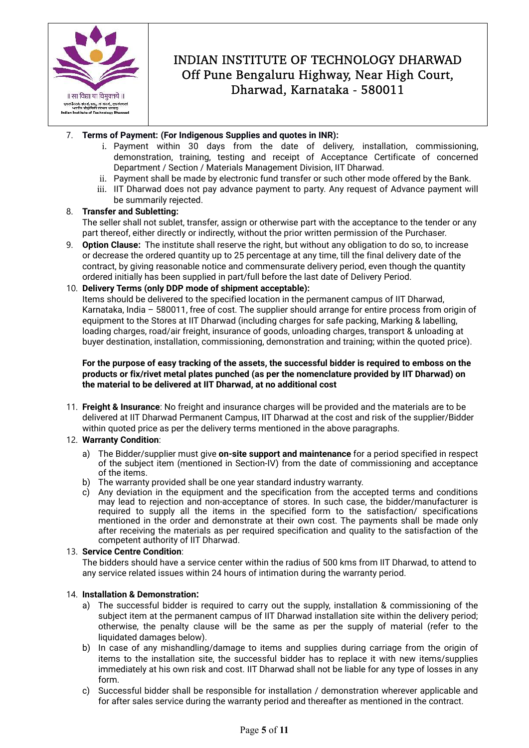7. **Terms of Payment: (For Indigenous Supplies and quotes in INR):**
   i. Payment within 30 days from the date of delivery, installation, commissioning, demonstration, training, testing and receipt of Acceptance Certificate of concerned Department / Section / Materials Management Division, IIT Dharwad.
   ii. Payment shall be made by electronic fund transfer or such other mode offered by the Bank.
   iii. IIT Dharwad does not pay advance payment to party. Any request of Advance payment will be summarily rejected.

8. **Transfer and Subletting:**
   The seller shall not sublet, transfer, assign or otherwise part with the acceptance to the tender or any part thereof, either directly or indirectly, without the prior written permission of the Purchaser.

9. **Option Clause:** The institute shall reserve the right, but without any obligation to do so, to increase or decrease the ordered quantity up to 25 percentage at any time, till the final delivery date of the contract, by giving reasonable notice and commensurate delivery period, even though the quantity ordered initially has been supplied in part/full before the last date of Delivery Period.

10. **Delivery Terms (only DDP mode of shipment acceptable):**
    Items should be delivered to the specified location in the permanent campus of IIT Dharwad, Karnataka, India – 580011, free of cost. The supplier should arrange for entire process from origin of equipment to the Stores at IIT Dharwad (including charges for safe packing, Marking & labelling, loading charges, road/air freight, insurance of goods, unloading charges, transport & unloading at buyer destination, installation, commissioning, demonstration and training; within the quoted price).

    **For the purpose of easy tracking of the assets, the successful bidder is required to emboss on the products or fix/rivet metal plates punched (as per the nomenclature provided by IIT Dharwad) on the material to be delivered at IIT Dharwad, at no additional cost**

11. **Freight & Insurance**: No freight and insurance charges will be provided and the materials are to be delivered at IIT Dharwad Permanent Campus, IIT Dharwad at the cost and risk of the supplier/Bidder within quoted price as per the delivery terms mentioned in the above paragraphs.

12. **Warranty Condition**:
    a) The Bidder/supplier must give **on-site support and maintenance** for a period specified in respect of the subject item (mentioned in Section-IV) from the date of commissioning and acceptance of the items.
    b) The warranty provided shall be one year standard industry warranty.
    c) Any deviation in the equipment and the specification from the accepted terms and conditions may lead to rejection and non-acceptance of stores. In such case, the bidder/manufacturer is required to supply all the items in the specified form to the satisfaction/ specifications mentioned in the order and demonstrate at their own cost. The payments shall be made only after receiving the materials as per required specification and quality to the satisfaction of the competent authority of IIT Dharwad.

13. **Service Centre Condition**:
    The bidders should have a service center within the radius of 500 kms from IIT Dharwad, to attend to any service related issues within 24 hours of intimation during the warranty period.

14. **Installation & Demonstration:**
    a) The successful bidder is required to carry out the supply, installation & commissioning of the subject item at the permanent campus of IIT Dharwad installation site within the delivery period; otherwise, the penalty clause will be the same as per the supply of material (refer to the liquidated damages below).
    b) In case of any mishandling/damage to items and supplies during carriage from the origin of items to the installation site, the successful bidder has to replace it with new items/supplies immediately at his own risk and cost. IIT Dharwad shall not be liable for any type of losses in any form.
    c) Successful bidder shall be responsible for installation / demonstration wherever applicable and for after sales service during the warranty period and thereafter as mentioned in the contract.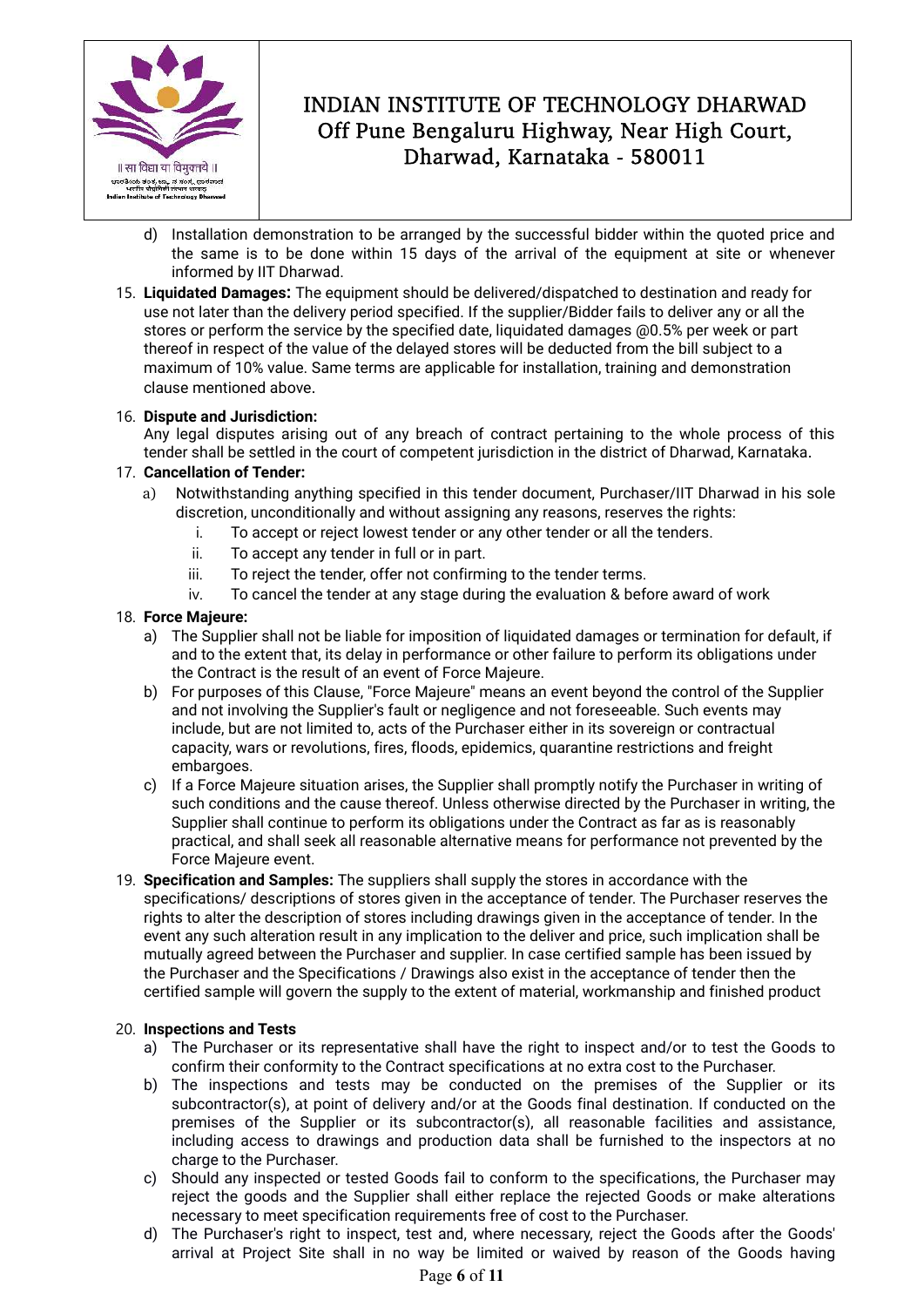d) Installation demonstration to be arranged by the successful bidder within the quoted price and the same is to be done within 15 days of the arrival of the equipment at site or whenever informed by IIT Dharwad.

15. **Liquidated Damages:** The equipment should be delivered/dispatched to destination and ready for use not later than the delivery period specified. If the supplier/Bidder fails to deliver any or all the stores or perform the service by the specified date, liquidated damages @0.5% per week or part thereof in respect of the value of the delayed stores will be deducted from the bill subject to a maximum of 10% value. Same terms are applicable for installation, training and demonstration clause mentioned above.

16. **Dispute and Jurisdiction:**
    Any legal disputes arising out of any breach of contract pertaining to the whole process of this tender shall be settled in the court of competent jurisdiction in the district of Dharwad, Karnataka.

17. **Cancellation of Tender:**
    a) Notwithstanding anything specified in this tender document, Purchaser/IIT Dharwad in his sole discretion, unconditionally and without assigning any reasons, reserves the rights:
       i. To accept or reject lowest tender or any other tender or all the tenders.
       ii. To accept any tender in full or in part.
       iii. To reject the tender, offer not confirming to the tender terms.
       iv. To cancel the tender at any stage during the evaluation & before award of work

18. **Force Majeure:**
    a) The Supplier shall not be liable for imposition of liquidated damages or termination for default, if and to the extent that, its delay in performance or other failure to perform its obligations under the Contract is the result of an event of Force Majeure.
    b) For purposes of this Clause, "Force Majeure" means an event beyond the control of the Supplier and not involving the Supplier's fault or negligence and not foreseeable. Such events may include, but are not limited to, acts of the Purchaser either in its sovereign or contractual capacity, wars or revolutions, fires, floods, epidemics, quarantine restrictions and freight embargoes.
    c) If a Force Majeure situation arises, the Supplier shall promptly notify the Purchaser in writing of such conditions and the cause thereof. Unless otherwise directed by the Purchaser in writing, the Supplier shall continue to perform its obligations under the Contract as far as is reasonably practical, and shall seek all reasonable alternative means for performance not prevented by the Force Majeure event.

19. **Specification and Samples:** The suppliers shall supply the stores in accordance with the specifications/ descriptions of stores given in the acceptance of tender. The Purchaser reserves the rights to alter the description of stores including drawings given in the acceptance of tender. In the event any such alteration result in any implication to the deliver and price, such implication shall be mutually agreed between the Purchaser and supplier. In case certified sample has been issued by the Purchaser and the Specifications / Drawings also exist in the acceptance of tender then the certified sample will govern the supply to the extent of material, workmanship and finished product

20. **Inspections and Tests**
    a) The Purchaser or its representative shall have the right to inspect and/or to test the Goods to confirm their conformity to the Contract specifications at no extra cost to the Purchaser.
    b) The inspections and tests may be conducted on the premises of the Supplier or its subcontractor(s), at point of delivery and/or at the Goods final destination. If conducted on the premises of the Supplier or its subcontractor(s), all reasonable facilities and assistance, including access to drawings and production data shall be furnished to the inspectors at no charge to the Purchaser.
    c) Should any inspected or tested Goods fail to conform to the specifications, the Purchaser may reject the goods and the Supplier shall either replace the rejected Goods or make alterations necessary to meet specification requirements free of cost to the Purchaser.
    d) The Purchaser's right to inspect, test and, where necessary, reject the Goods after the Goods' arrival at Project Site shall in no way be limited or waived by reason of the Goods having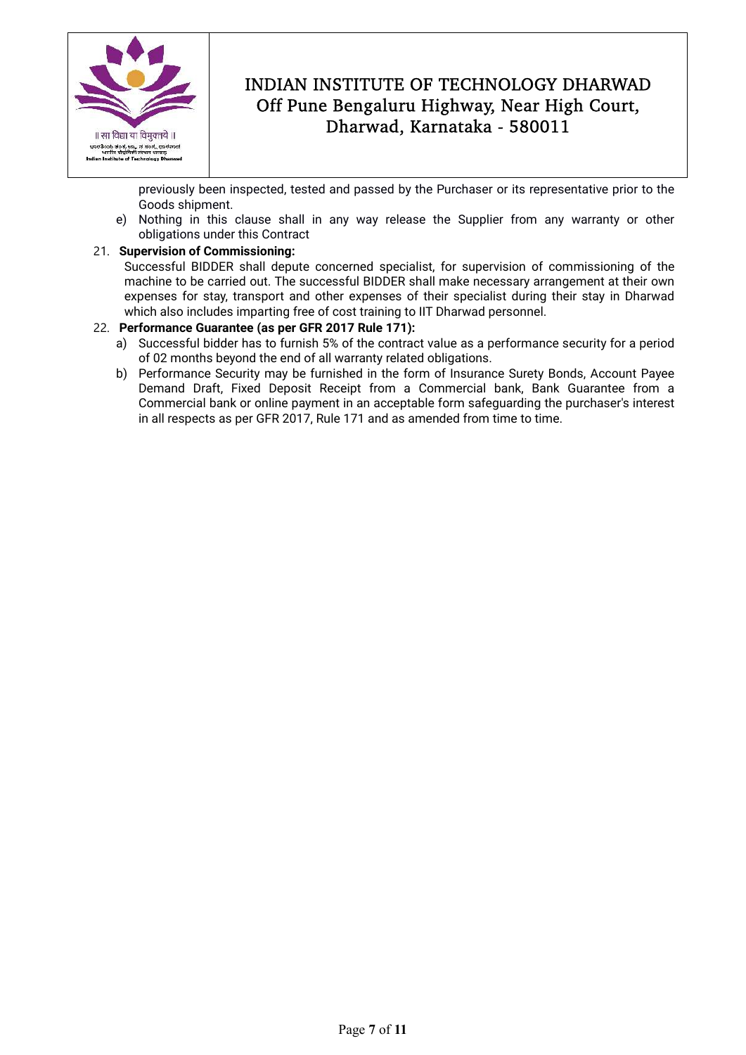previously been inspected, tested and passed by the Purchaser or its representative prior to the Goods shipment.

e) Nothing in this clause shall in any way release the Supplier from any warranty or other obligations under this Contract

21. **Supervision of Commissioning:**

    Successful BIDDER shall depute concerned specialist, for supervision of commissioning of the machine to be carried out. The successful BIDDER shall make necessary arrangement at their own expenses for stay, transport and other expenses of their specialist during their stay in Dharwad which also includes imparting free of cost training to IIT Dharwad personnel.

22. **Performance Guarantee (as per GFR 2017 Rule 171):**

    a) Successful bidder has to furnish 5% of the contract value as a performance security for a period of 02 months beyond the end of all warranty related obligations.

    b) Performance Security may be furnished in the form of Insurance Surety Bonds, Account Payee Demand Draft, Fixed Deposit Receipt from a Commercial bank, Bank Guarantee from a Commercial bank or online payment in an acceptable form safeguarding the purchaser's interest in all respects as per GFR 2017, Rule 171 and as amended from time to time.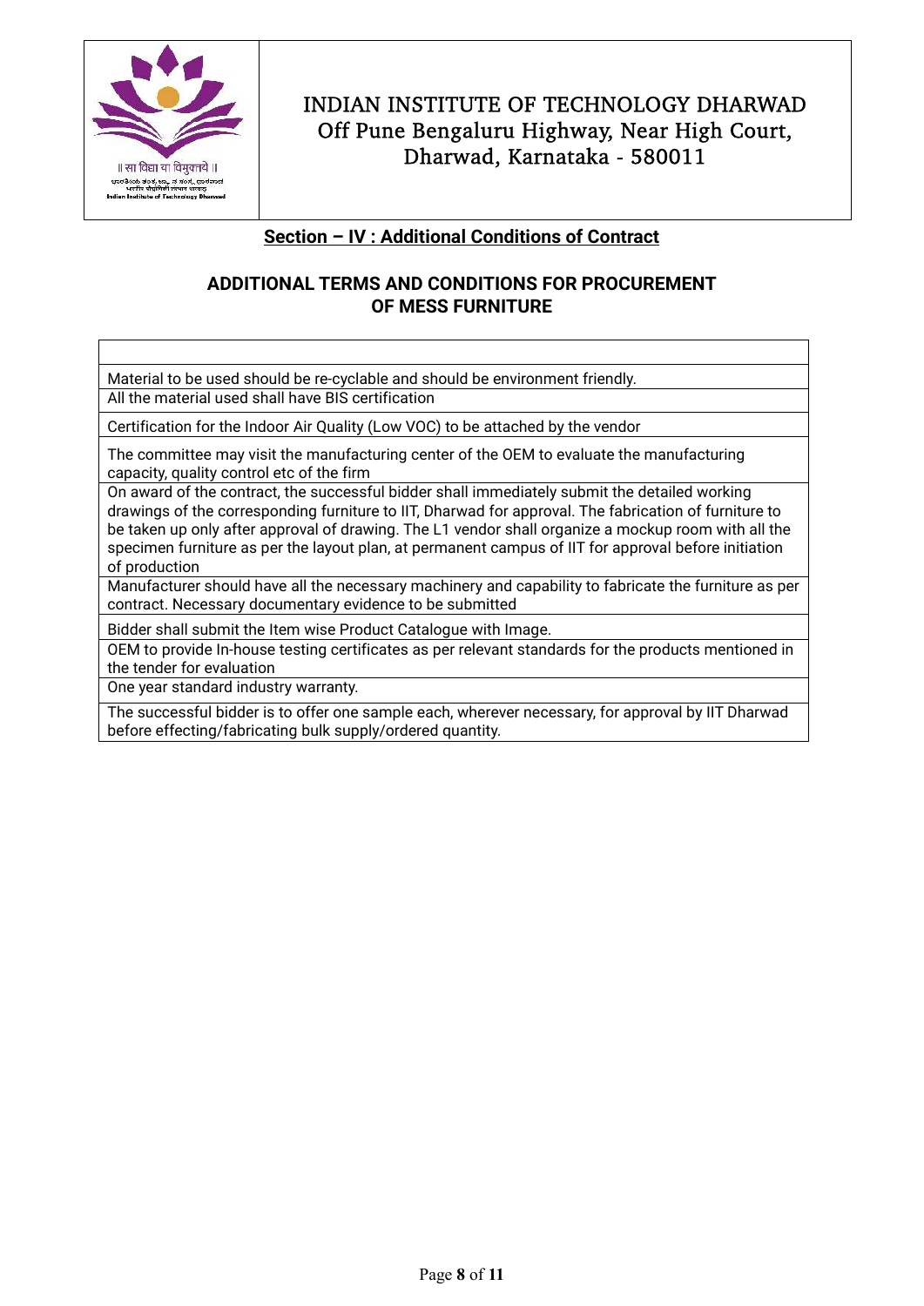# INDIAN INSTITUTE OF TECHNOLOGY DHARWAD
Off Pune Bengaluru Highway, Near High Court, Dharwad, Karnataka - 580011

## Section – IV : Additional Conditions of Contract

### ADDITIONAL TERMS AND CONDITIONS FOR PROCUREMENT OF MESS FURNITURE

| |
|---|
| Material to be used should be re-cyclable and should be environment friendly. |
| All the material used shall have BIS certification |
| Certification for the Indoor Air Quality (Low VOC) to be attached by the vendor |
| The committee may visit the manufacturing center of the OEM to evaluate the manufacturing capacity, quality control etc of the firm |
| On award of the contract, the successful bidder shall immediately submit the detailed working drawings of the corresponding furniture to IIT, Dharwad for approval. The fabrication of furniture to be taken up only after approval of drawing. The L1 vendor shall organize a mockup room with all the specimen furniture as per the layout plan, at permanent campus of IIT for approval before initiation of production |
| Manufacturer should have all the necessary machinery and capability to fabricate the furniture as per contract. Necessary documentary evidence to be submitted |
| Bidder shall submit the Item wise Product Catalogue with Image. |
| OEM to provide In-house testing certificates as per relevant standards for the products mentioned in the tender for evaluation |
| One year standard industry warranty. |
| The successful bidder is to offer one sample each, wherever necessary, for approval by IIT Dharwad before effecting/fabricating bulk supply/ordered quantity. |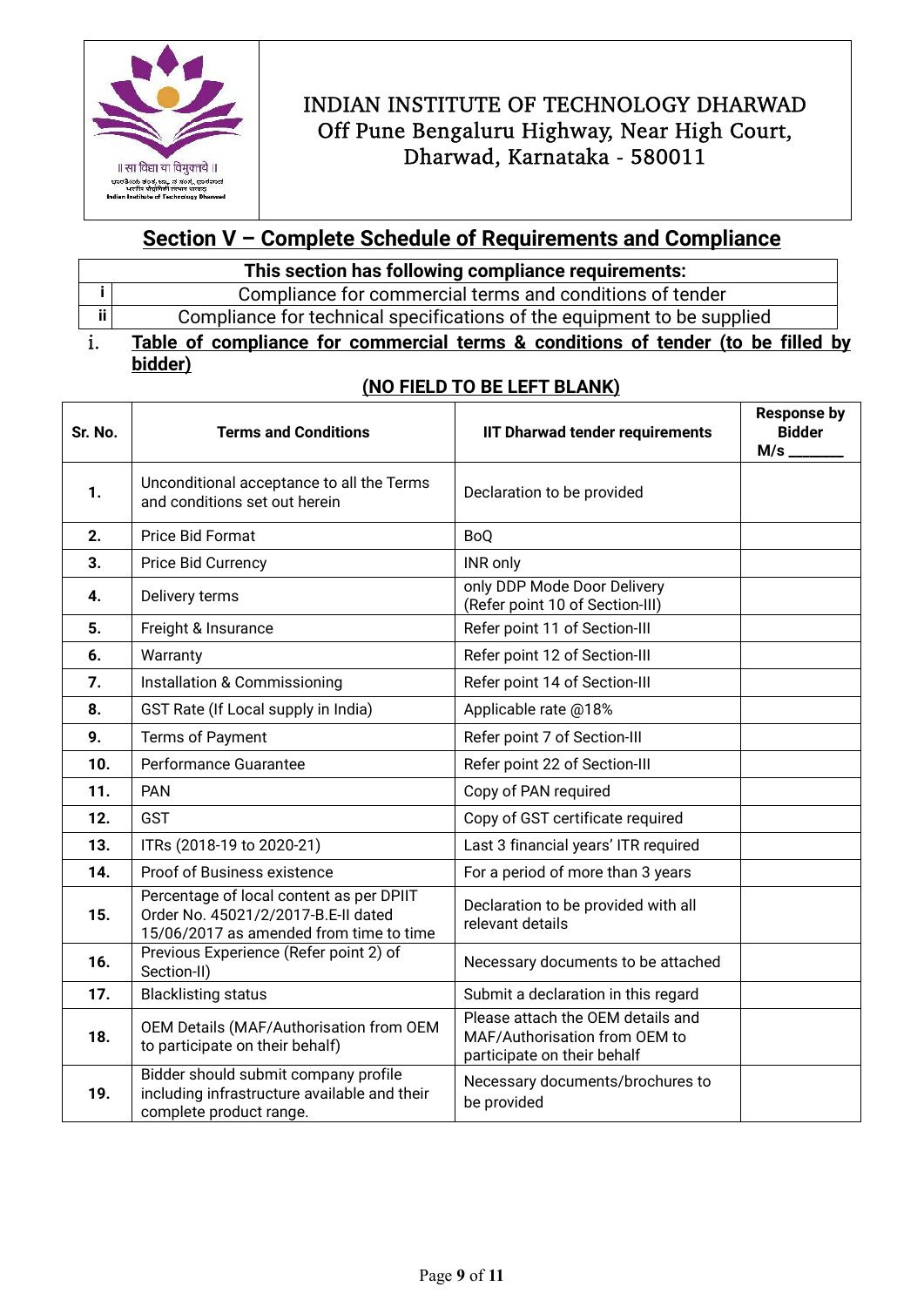INDIAN INSTITUTE OF TECHNOLOGY DHARWAD
Off Pune Bengaluru Highway, Near High Court,
Dharwad, Karnataka - 580011

## Section V – Complete Schedule of Requirements and Compliance

| This section has following compliance requirements: | |
|---|---|
| i | Compliance for commercial terms and conditions of tender |
| ii | Compliance for technical specifications of the equipment to be supplied |

### i. Table of compliance for commercial terms & conditions of tender (to be filled by bidder)

**(NO FIELD TO BE LEFT BLANK)**

| Sr. No. | Terms and Conditions | IIT Dharwad tender requirements | Response by Bidder M/s _______ |
|---|---|---|---|
| **1.** | Unconditional acceptance to all the Terms and conditions set out herein | Declaration to be provided | |
| **2.** | Price Bid Format | BoQ | |
| **3.** | Price Bid Currency | INR only | |
| **4.** | Delivery terms | only DDP Mode Door Delivery (Refer point 10 of Section-III) | |
| **5.** | Freight & Insurance | Refer point 11 of Section-III | |
| **6.** | Warranty | Refer point 12 of Section-III | |
| **7.** | Installation & Commissioning | Refer point 14 of Section-III | |
| **8.** | GST Rate (If Local supply in India) | Applicable rate @18% | |
| **9.** | Terms of Payment | Refer point 7 of Section-III | |
| **10.** | Performance Guarantee | Refer point 22 of Section-III | |
| **11.** | PAN | Copy of PAN required | |
| **12.** | GST | Copy of GST certificate required | |
| **13.** | ITRs (2018-19 to 2020-21) | Last 3 financial years' ITR required | |
| **14.** | Proof of Business existence | For a period of more than 3 years | |
| **15.** | Percentage of local content as per DPIIT Order No. 45021/2/2017-B.E-II dated 15/06/2017 as amended from time to time | Declaration to be provided with all relevant details | |
| **16.** | Previous Experience (Refer point 2) of Section-II) | Necessary documents to be attached | |
| **17.** | Blacklisting status | Submit a declaration in this regard | |
| **18.** | OEM Details (MAF/Authorisation from OEM to participate on their behalf) | Please attach the OEM details and MAF/Authorisation from OEM to participate on their behalf | |
| **19.** | Bidder should submit company profile including infrastructure available and their complete product range. | Necessary documents/brochures to be provided | |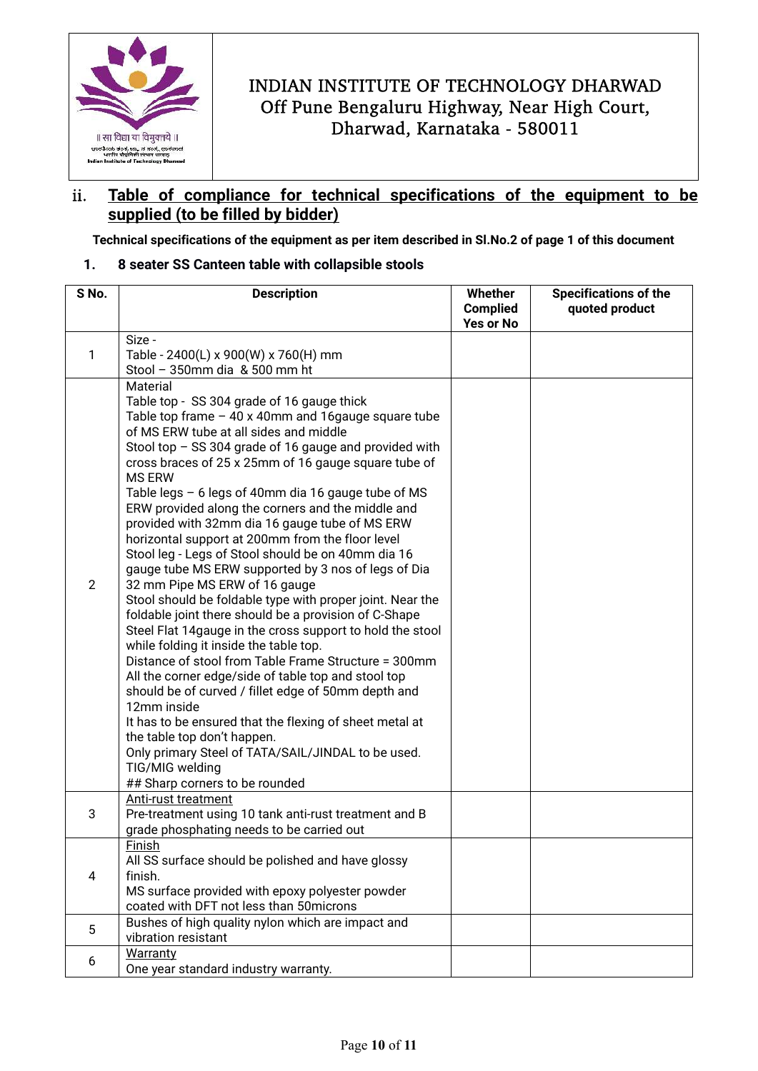# INDIAN INSTITUTE OF TECHNOLOGY DHARWAD
Off Pune Bengaluru Highway, Near High Court, Dharwad, Karnataka - 580011

## ii. Table of compliance for technical specifications of the equipment to be supplied (to be filled by bidder)

**Technical specifications of the equipment as per item described in Sl.No.2 of page 1 of this document**

**1. 8 seater SS Canteen table with collapsible stools**

| S No. | Description | Whether Complied Yes or No | Specifications of the quoted product |
|---|---|---|---|
| 1 | Size -<br>Table - 2400(L) x 900(W) x 760(H) mm<br>Stool – 350mm dia & 500 mm ht | | |
| 2 | Material<br>Table top - SS 304 grade of 16 gauge thick<br>Table top frame – 40 x 40mm and 16gauge square tube of MS ERW tube at all sides and middle<br>Stool top – SS 304 grade of 16 gauge and provided with cross braces of 25 x 25mm of 16 gauge square tube of MS ERW<br>Table legs – 6 legs of 40mm dia 16 gauge tube of MS ERW provided along the corners and the middle and provided with 32mm dia 16 gauge tube of MS ERW horizontal support at 200mm from the floor level<br>Stool leg - Legs of Stool should be on 40mm dia 16 gauge tube MS ERW supported by 3 nos of legs of Dia 32 mm Pipe MS ERW of 16 gauge<br>Stool should be foldable type with proper joint. Near the foldable joint there should be a provision of C-Shape Steel Flat 14gauge in the cross support to hold the stool while folding it inside the table top.<br>Distance of stool from Table Frame Structure = 300mm<br>All the corner edge/side of table top and stool top should be of curved / fillet edge of 50mm depth and 12mm inside<br>It has to be ensured that the flexing of sheet metal at the table top don't happen.<br>Only primary Steel of TATA/SAIL/JINDAL to be used.<br>TIG/MIG welding<br>## Sharp corners to be rounded | | |
| 3 | <u>Anti-rust treatment</u><br>Pre-treatment using 10 tank anti-rust treatment and B grade phosphating needs to be carried out | | |
| 4 | <u>Finish</u><br>All SS surface should be polished and have glossy finish.<br>MS surface provided with epoxy polyester powder coated with DFT not less than 50microns | | |
| 5 | Bushes of high quality nylon which are impact and vibration resistant | | |
| 6 | <u>Warranty</u><br>One year standard industry warranty. | | |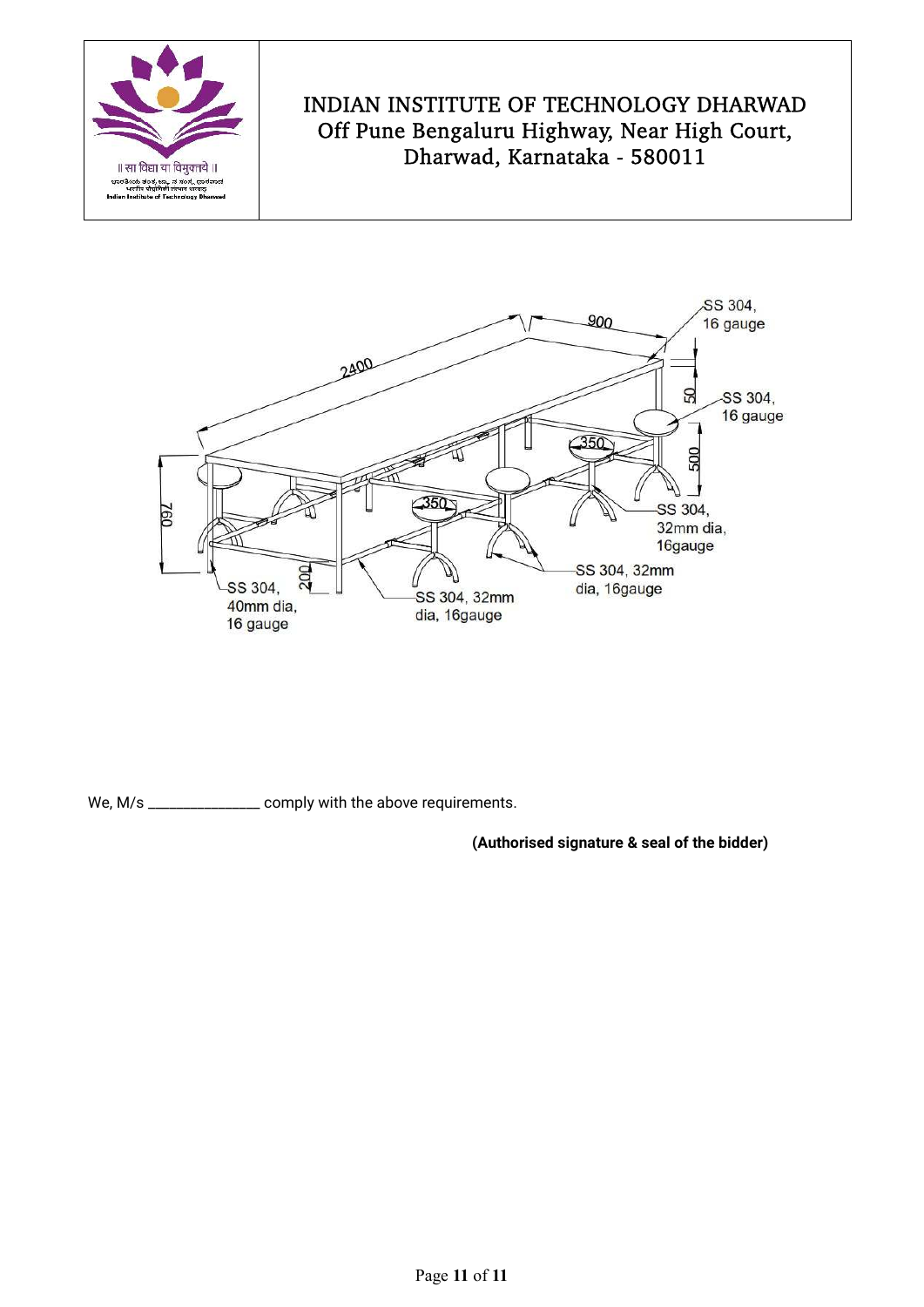INDIAN INSTITUTE OF TECHNOLOGY DHARWAD
Off Pune Bengaluru Highway, Near High Court,
Dharwad, Karnataka - 580011

2400
900
SS 304, 16 gauge
50
SS 304, 16 gauge
500
350
350
760
SS 304, 32mm dia, 16gauge
200
SS 304, 32mm dia, 16gauge
SS 304, 40mm dia, 16 gauge
SS 304, 32mm dia, 16gauge

We, M/s _______________ comply with the above requirements.

**(Authorised signature & seal of the bidder)**